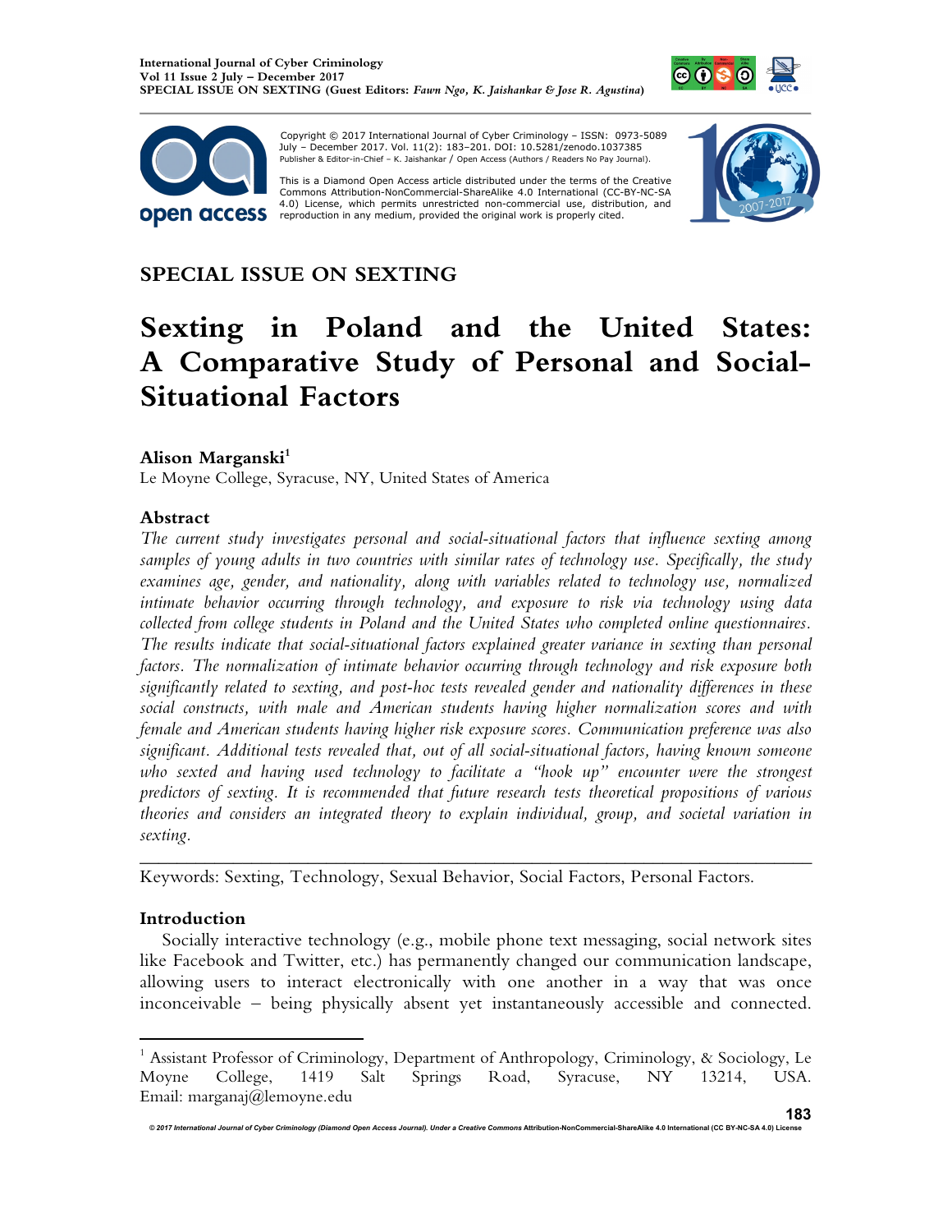Copyright © 2017 International Journal of Cyber Criminology – ISSN: 0973-5089 July – December 2017. Vol. 11(2): 183–201. DOI: 10.5281/zenodo.1037385
Publisher & Editor-in-Chief – K. Jaishankar / Open Access (Authors / Readers No Pay Journal).

This is a Diamond Open Access article distributed under the terms of the Creative Commons Attribution-NonCommercial-ShareAlike 4.0 International (CC-BY-NC-SA 4.0) License, which permits unrestricted non-commercial use, distribution, and reproduction in any medium, provided the original work is properly cited.

## SPECIAL ISSUE ON SEXTING

# Sexting in Poland and the United States: A Comparative Study of Personal and Social-Situational Factors

**Alison Marganski**[1]
Le Moyne College, Syracuse, NY, United States of America

### Abstract

*The current study investigates personal and social-situational factors that influence sexting among samples of young adults in two countries with similar rates of technology use. Specifically, the study examines age, gender, and nationality, along with variables related to technology use, normalized intimate behavior occurring through technology, and exposure to risk via technology using data collected from college students in Poland and the United States who completed online questionnaires. The results indicate that social-situational factors explained greater variance in sexting than personal factors. The normalization of intimate behavior occurring through technology and risk exposure both significantly related to sexting, and post-hoc tests revealed gender and nationality differences in these social constructs, with male and American students having higher normalization scores and with female and American students having higher risk exposure scores. Communication preference was also significant. Additional tests revealed that, out of all social-situational factors, having known someone who sexted and having used technology to facilitate a "hook up" encounter were the strongest predictors of sexting. It is recommended that future research tests theoretical propositions of various theories and considers an integrated theory to explain individual, group, and societal variation in sexting.*

---

Keywords: Sexting, Technology, Sexual Behavior, Social Factors, Personal Factors.

### Introduction

Socially interactive technology (e.g., mobile phone text messaging, social network sites like Facebook and Twitter, etc.) has permanently changed our communication landscape, allowing users to interact electronically with one another in a way that was once inconceivable – being physically absent yet instantaneously accessible and connected.

---

[1] Assistant Professor of Criminology, Department of Anthropology, Criminology, & Sociology, Le Moyne College, 1419 Salt Springs Road, Syracuse, NY 13214, USA. Email: marganaj@lemoyne.edu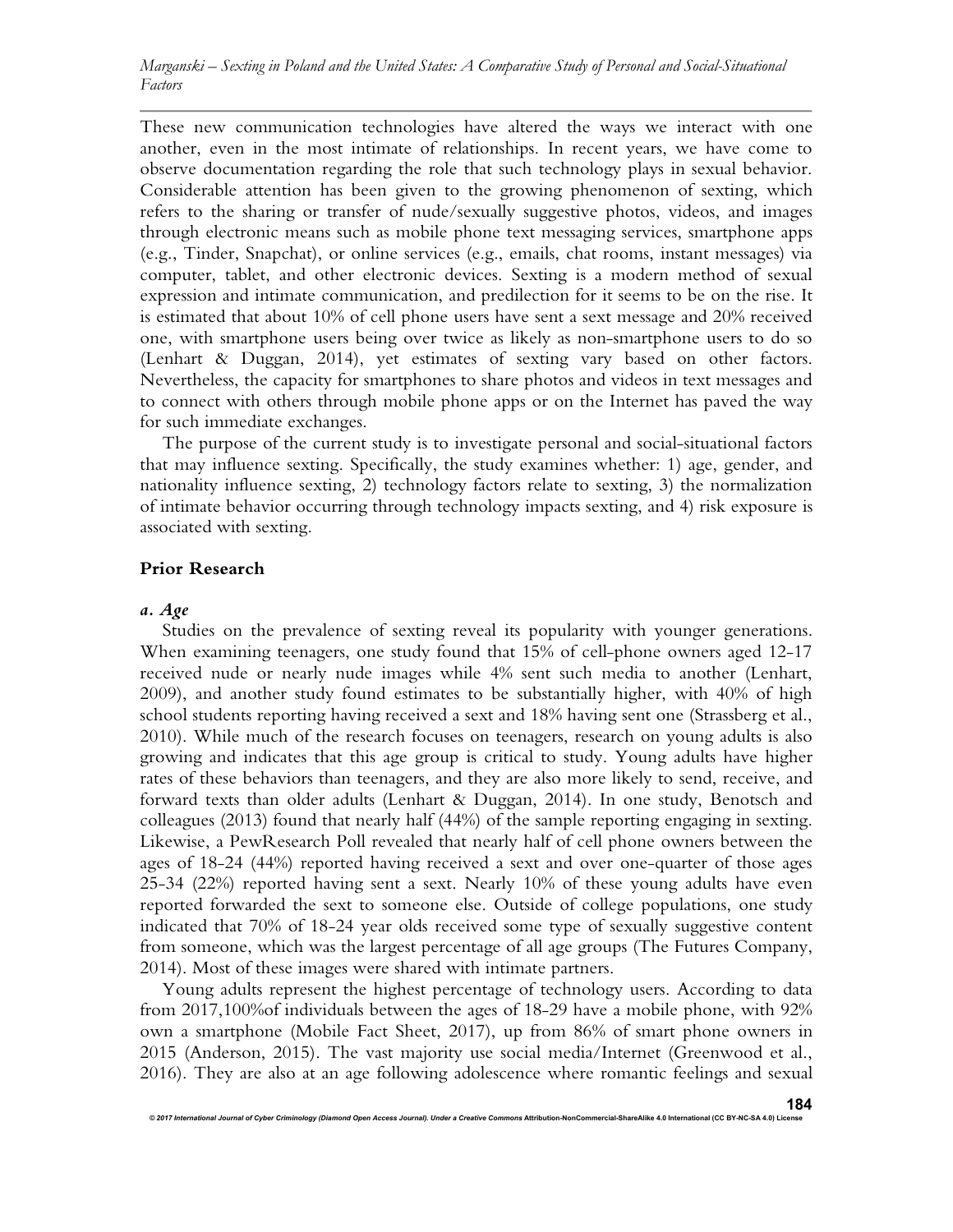These new communication technologies have altered the ways we interact with one another, even in the most intimate of relationships. In recent years, we have come to observe documentation regarding the role that such technology plays in sexual behavior. Considerable attention has been given to the growing phenomenon of sexting, which refers to the sharing or transfer of nude/sexually suggestive photos, videos, and images through electronic means such as mobile phone text messaging services, smartphone apps (e.g., Tinder, Snapchat), or online services (e.g., emails, chat rooms, instant messages) via computer, tablet, and other electronic devices. Sexting is a modern method of sexual expression and intimate communication, and predilection for it seems to be on the rise. It is estimated that about 10% of cell phone users have sent a sext message and 20% received one, with smartphone users being over twice as likely as non-smartphone users to do so (Lenhart & Duggan, 2014), yet estimates of sexting vary based on other factors. Nevertheless, the capacity for smartphones to share photos and videos in text messages and to connect with others through mobile phone apps or on the Internet has paved the way for such immediate exchanges.

The purpose of the current study is to investigate personal and social-situational factors that may influence sexting. Specifically, the study examines whether: 1) age, gender, and nationality influence sexting, 2) technology factors relate to sexting, 3) the normalization of intimate behavior occurring through technology impacts sexting, and 4) risk exposure is associated with sexting.

## Prior Research

### *a. Age*

Studies on the prevalence of sexting reveal its popularity with younger generations. When examining teenagers, one study found that 15% of cell-phone owners aged 12-17 received nude or nearly nude images while 4% sent such media to another (Lenhart, 2009), and another study found estimates to be substantially higher, with 40% of high school students reporting having received a sext and 18% having sent one (Strassberg et al., 2010). While much of the research focuses on teenagers, research on young adults is also growing and indicates that this age group is critical to study. Young adults have higher rates of these behaviors than teenagers, and they are also more likely to send, receive, and forward texts than older adults (Lenhart & Duggan, 2014). In one study, Benotsch and colleagues (2013) found that nearly half (44%) of the sample reporting engaging in sexting. Likewise, a PewResearch Poll revealed that nearly half of cell phone owners between the ages of 18-24 (44%) reported having received a sext and over one-quarter of those ages 25-34 (22%) reported having sent a sext. Nearly 10% of these young adults have even reported forwarded the sext to someone else. Outside of college populations, one study indicated that 70% of 18-24 year olds received some type of sexually suggestive content from someone, which was the largest percentage of all age groups (The Futures Company, 2014). Most of these images were shared with intimate partners.

Young adults represent the highest percentage of technology users. According to data from 2017,100%of individuals between the ages of 18-29 have a mobile phone, with 92% own a smartphone (Mobile Fact Sheet, 2017), up from 86% of smart phone owners in 2015 (Anderson, 2015). The vast majority use social media/Internet (Greenwood et al., 2016). They are also at an age following adolescence where romantic feelings and sexual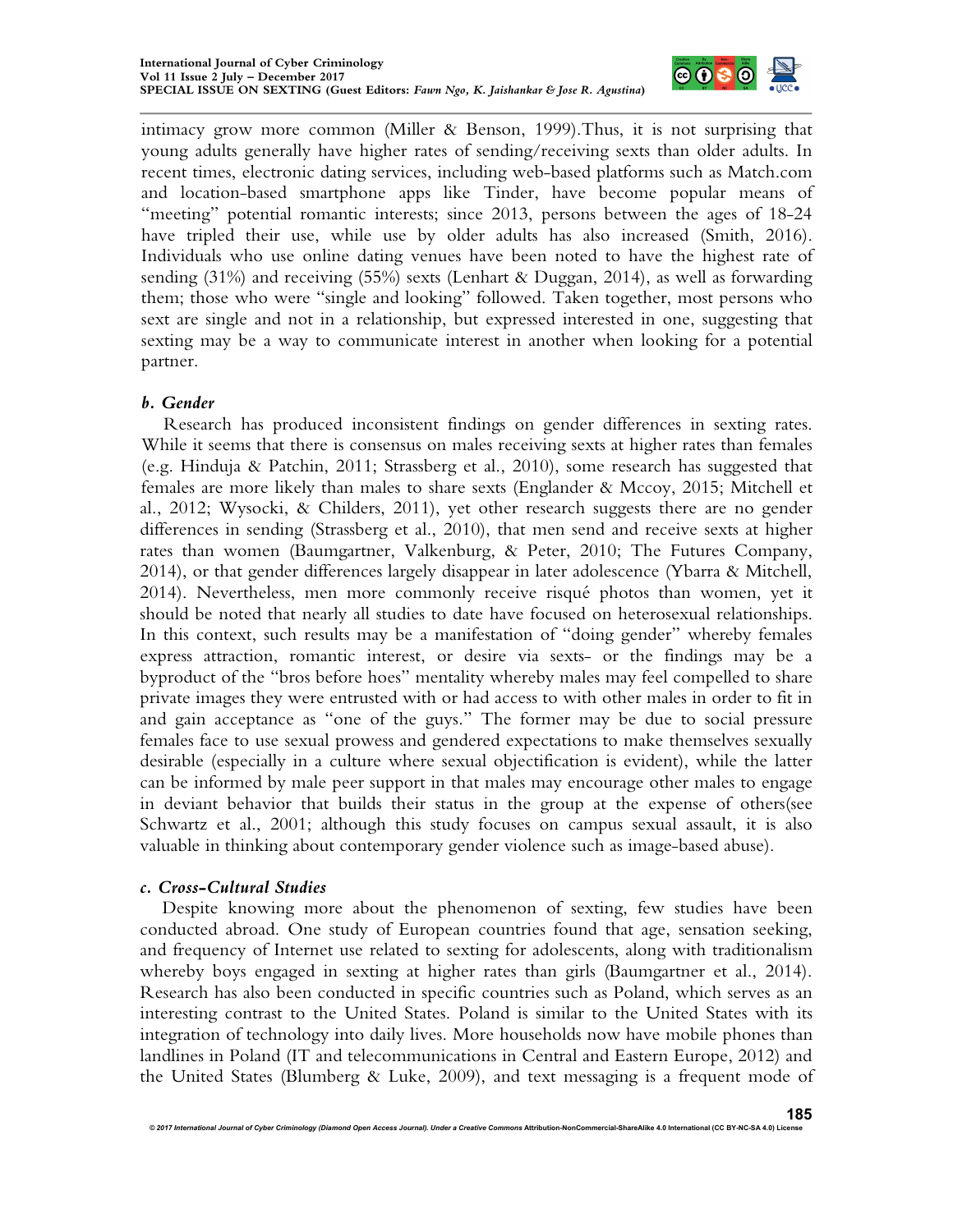intimacy grow more common (Miller & Benson, 1999).Thus, it is not surprising that young adults generally have higher rates of sending/receiving sexts than older adults. In recent times, electronic dating services, including web-based platforms such as Match.com and location-based smartphone apps like Tinder, have become popular means of "meeting" potential romantic interests; since 2013, persons between the ages of 18-24 have tripled their use, while use by older adults has also increased (Smith, 2016). Individuals who use online dating venues have been noted to have the highest rate of sending (31%) and receiving (55%) sexts (Lenhart & Duggan, 2014), as well as forwarding them; those who were "single and looking" followed. Taken together, most persons who sext are single and not in a relationship, but expressed interested in one, suggesting that sexting may be a way to communicate interest in another when looking for a potential partner.

### *b. Gender*

Research has produced inconsistent findings on gender differences in sexting rates. While it seems that there is consensus on males receiving sexts at higher rates than females (e.g. Hinduja & Patchin, 2011; Strassberg et al., 2010), some research has suggested that females are more likely than males to share sexts (Englander & Mccoy, 2015; Mitchell et al., 2012; Wysocki, & Childers, 2011), yet other research suggests there are no gender differences in sending (Strassberg et al., 2010), that men send and receive sexts at higher rates than women (Baumgartner, Valkenburg, & Peter, 2010; The Futures Company, 2014), or that gender differences largely disappear in later adolescence (Ybarra & Mitchell, 2014). Nevertheless, men more commonly receive risqué photos than women, yet it should be noted that nearly all studies to date have focused on heterosexual relationships. In this context, such results may be a manifestation of "doing gender" whereby females express attraction, romantic interest, or desire via sexts- or the findings may be a byproduct of the "bros before hoes" mentality whereby males may feel compelled to share private images they were entrusted with or had access to with other males in order to fit in and gain acceptance as "one of the guys." The former may be due to social pressure females face to use sexual prowess and gendered expectations to make themselves sexually desirable (especially in a culture where sexual objectification is evident), while the latter can be informed by male peer support in that males may encourage other males to engage in deviant behavior that builds their status in the group at the expense of others(see Schwartz et al., 2001; although this study focuses on campus sexual assault, it is also valuable in thinking about contemporary gender violence such as image-based abuse).

### *c. Cross-Cultural Studies*

Despite knowing more about the phenomenon of sexting, few studies have been conducted abroad. One study of European countries found that age, sensation seeking, and frequency of Internet use related to sexting for adolescents, along with traditionalism whereby boys engaged in sexting at higher rates than girls (Baumgartner et al., 2014). Research has also been conducted in specific countries such as Poland, which serves as an interesting contrast to the United States. Poland is similar to the United States with its integration of technology into daily lives. More households now have mobile phones than landlines in Poland (IT and telecommunications in Central and Eastern Europe, 2012) and the United States (Blumberg & Luke, 2009), and text messaging is a frequent mode of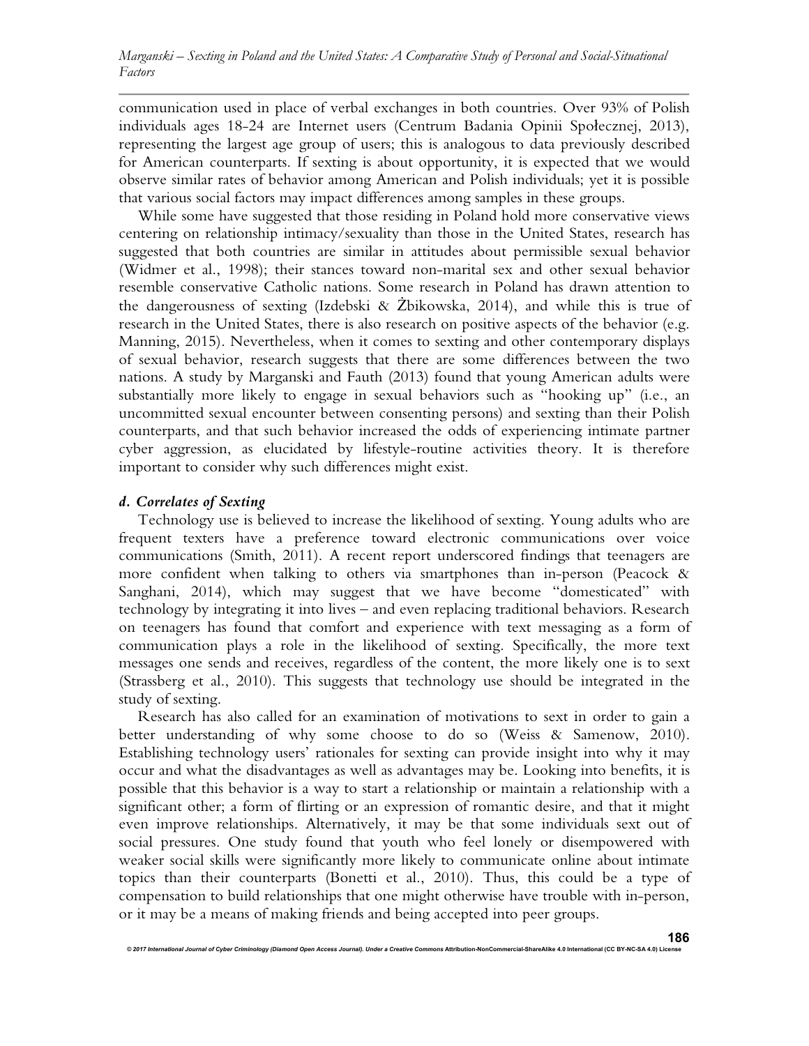communication used in place of verbal exchanges in both countries. Over 93% of Polish individuals ages 18-24 are Internet users (Centrum Badania Opinii Społecznej, 2013), representing the largest age group of users; this is analogous to data previously described for American counterparts. If sexting is about opportunity, it is expected that we would observe similar rates of behavior among American and Polish individuals; yet it is possible that various social factors may impact differences among samples in these groups.

While some have suggested that those residing in Poland hold more conservative views centering on relationship intimacy/sexuality than those in the United States, research has suggested that both countries are similar in attitudes about permissible sexual behavior (Widmer et al., 1998); their stances toward non-marital sex and other sexual behavior resemble conservative Catholic nations. Some research in Poland has drawn attention to the dangerousness of sexting (Izdebski & Żbikowska, 2014), and while this is true of research in the United States, there is also research on positive aspects of the behavior (e.g. Manning, 2015). Nevertheless, when it comes to sexting and other contemporary displays of sexual behavior, research suggests that there are some differences between the two nations. A study by Marganski and Fauth (2013) found that young American adults were substantially more likely to engage in sexual behaviors such as "hooking up" (i.e., an uncommitted sexual encounter between consenting persons) and sexting than their Polish counterparts, and that such behavior increased the odds of experiencing intimate partner cyber aggression, as elucidated by lifestyle-routine activities theory. It is therefore important to consider why such differences might exist.

### *d. Correlates of Sexting*

Technology use is believed to increase the likelihood of sexting. Young adults who are frequent texters have a preference toward electronic communications over voice communications (Smith, 2011). A recent report underscored findings that teenagers are more confident when talking to others via smartphones than in-person (Peacock & Sanghani, 2014), which may suggest that we have become "domesticated" with technology by integrating it into lives – and even replacing traditional behaviors. Research on teenagers has found that comfort and experience with text messaging as a form of communication plays a role in the likelihood of sexting. Specifically, the more text messages one sends and receives, regardless of the content, the more likely one is to sext (Strassberg et al., 2010). This suggests that technology use should be integrated in the study of sexting.

Research has also called for an examination of motivations to sext in order to gain a better understanding of why some choose to do so (Weiss & Samenow, 2010). Establishing technology users' rationales for sexting can provide insight into why it may occur and what the disadvantages as well as advantages may be. Looking into benefits, it is possible that this behavior is a way to start a relationship or maintain a relationship with a significant other; a form of flirting or an expression of romantic desire, and that it might even improve relationships. Alternatively, it may be that some individuals sext out of social pressures. One study found that youth who feel lonely or disempowered with weaker social skills were significantly more likely to communicate online about intimate topics than their counterparts (Bonetti et al., 2010). Thus, this could be a type of compensation to build relationships that one might otherwise have trouble with in-person, or it may be a means of making friends and being accepted into peer groups.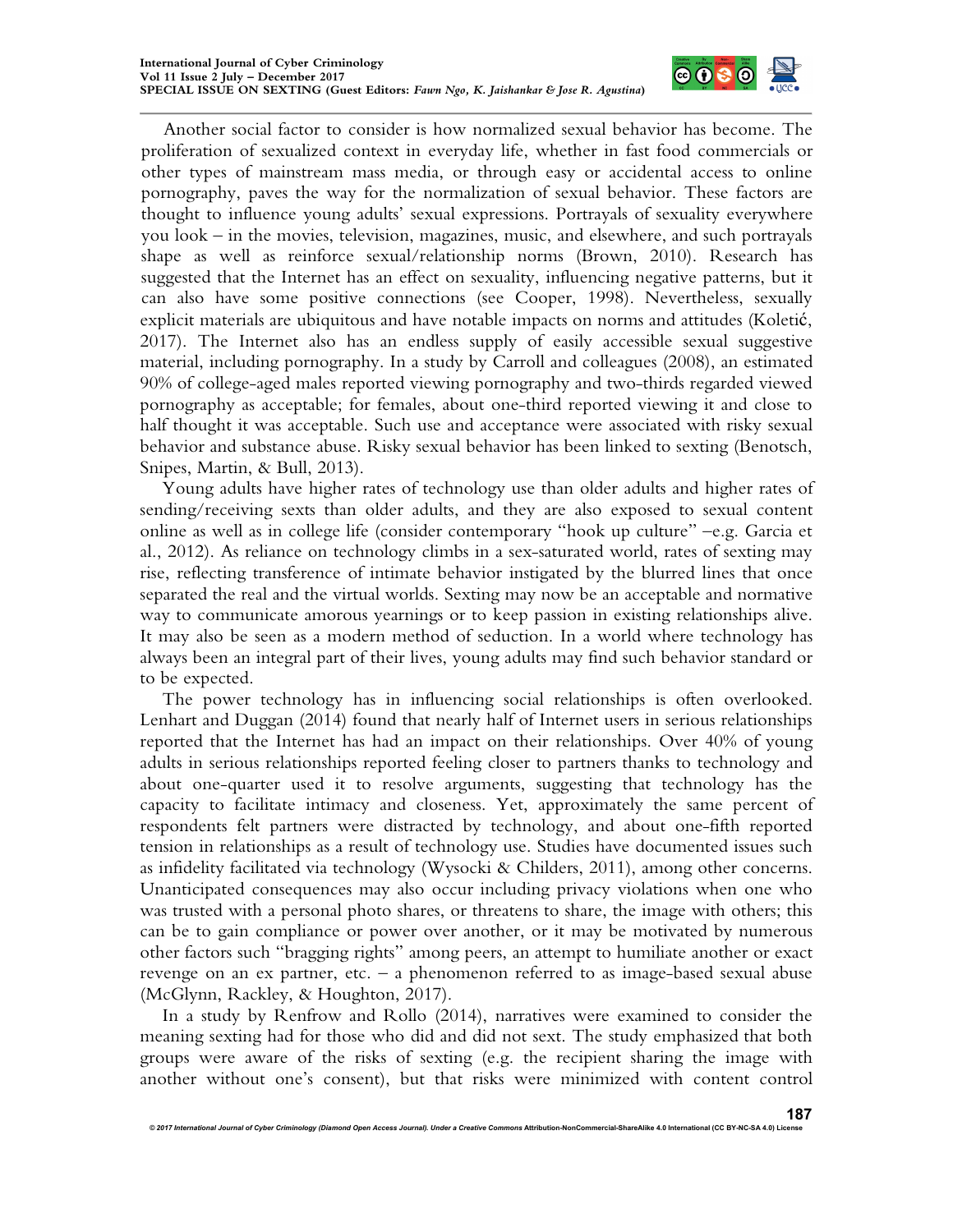Another social factor to consider is how normalized sexual behavior has become. The proliferation of sexualized context in everyday life, whether in fast food commercials or other types of mainstream mass media, or through easy or accidental access to online pornography, paves the way for the normalization of sexual behavior. These factors are thought to influence young adults' sexual expressions. Portrayals of sexuality everywhere you look – in the movies, television, magazines, music, and elsewhere, and such portrayals shape as well as reinforce sexual/relationship norms (Brown, 2010). Research has suggested that the Internet has an effect on sexuality, influencing negative patterns, but it can also have some positive connections (see Cooper, 1998). Nevertheless, sexually explicit materials are ubiquitous and have notable impacts on norms and attitudes (Koletić, 2017). The Internet also has an endless supply of easily accessible sexual suggestive material, including pornography. In a study by Carroll and colleagues (2008), an estimated 90% of college-aged males reported viewing pornography and two-thirds regarded viewed pornography as acceptable; for females, about one-third reported viewing it and close to half thought it was acceptable. Such use and acceptance were associated with risky sexual behavior and substance abuse. Risky sexual behavior has been linked to sexting (Benotsch, Snipes, Martin, & Bull, 2013).

Young adults have higher rates of technology use than older adults and higher rates of sending/receiving sexts than older adults, and they are also exposed to sexual content online as well as in college life (consider contemporary "hook up culture" –e.g. Garcia et al., 2012). As reliance on technology climbs in a sex-saturated world, rates of sexting may rise, reflecting transference of intimate behavior instigated by the blurred lines that once separated the real and the virtual worlds. Sexting may now be an acceptable and normative way to communicate amorous yearnings or to keep passion in existing relationships alive. It may also be seen as a modern method of seduction. In a world where technology has always been an integral part of their lives, young adults may find such behavior standard or to be expected.

The power technology has in influencing social relationships is often overlooked. Lenhart and Duggan (2014) found that nearly half of Internet users in serious relationships reported that the Internet has had an impact on their relationships. Over 40% of young adults in serious relationships reported feeling closer to partners thanks to technology and about one-quarter used it to resolve arguments, suggesting that technology has the capacity to facilitate intimacy and closeness. Yet, approximately the same percent of respondents felt partners were distracted by technology, and about one-fifth reported tension in relationships as a result of technology use. Studies have documented issues such as infidelity facilitated via technology (Wysocki & Childers, 2011), among other concerns. Unanticipated consequences may also occur including privacy violations when one who was trusted with a personal photo shares, or threatens to share, the image with others; this can be to gain compliance or power over another, or it may be motivated by numerous other factors such "bragging rights" among peers, an attempt to humiliate another or exact revenge on an ex partner, etc. – a phenomenon referred to as image-based sexual abuse (McGlynn, Rackley, & Houghton, 2017).

In a study by Renfrow and Rollo (2014), narratives were examined to consider the meaning sexting had for those who did and did not sext. The study emphasized that both groups were aware of the risks of sexting (e.g. the recipient sharing the image with another without one's consent), but that risks were minimized with content control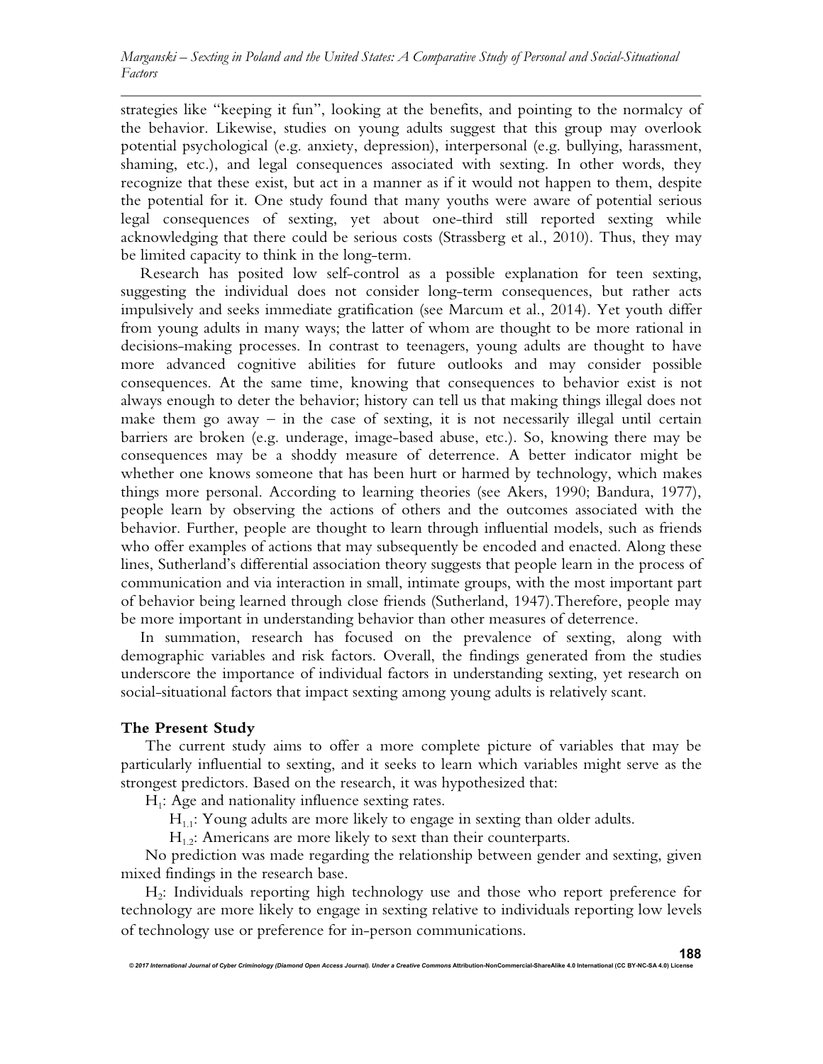strategies like "keeping it fun", looking at the benefits, and pointing to the normalcy of the behavior. Likewise, studies on young adults suggest that this group may overlook potential psychological (e.g. anxiety, depression), interpersonal (e.g. bullying, harassment, shaming, etc.), and legal consequences associated with sexting. In other words, they recognize that these exist, but act in a manner as if it would not happen to them, despite the potential for it. One study found that many youths were aware of potential serious legal consequences of sexting, yet about one-third still reported sexting while acknowledging that there could be serious costs (Strassberg et al., 2010). Thus, they may be limited capacity to think in the long-term.

Research has posited low self-control as a possible explanation for teen sexting, suggesting the individual does not consider long-term consequences, but rather acts impulsively and seeks immediate gratification (see Marcum et al., 2014). Yet youth differ from young adults in many ways; the latter of whom are thought to be more rational in decisions-making processes. In contrast to teenagers, young adults are thought to have more advanced cognitive abilities for future outlooks and may consider possible consequences. At the same time, knowing that consequences to behavior exist is not always enough to deter the behavior; history can tell us that making things illegal does not make them go away – in the case of sexting, it is not necessarily illegal until certain barriers are broken (e.g. underage, image-based abuse, etc.). So, knowing there may be consequences may be a shoddy measure of deterrence. A better indicator might be whether one knows someone that has been hurt or harmed by technology, which makes things more personal. According to learning theories (see Akers, 1990; Bandura, 1977), people learn by observing the actions of others and the outcomes associated with the behavior. Further, people are thought to learn through influential models, such as friends who offer examples of actions that may subsequently be encoded and enacted. Along these lines, Sutherland's differential association theory suggests that people learn in the process of communication and via interaction in small, intimate groups, with the most important part of behavior being learned through close friends (Sutherland, 1947).Therefore, people may be more important in understanding behavior than other measures of deterrence.

In summation, research has focused on the prevalence of sexting, along with demographic variables and risk factors. Overall, the findings generated from the studies underscore the importance of individual factors in understanding sexting, yet research on social-situational factors that impact sexting among young adults is relatively scant.

## The Present Study

The current study aims to offer a more complete picture of variables that may be particularly influential to sexting, and it seeks to learn which variables might serve as the strongest predictors. Based on the research, it was hypothesized that:

$H_1$: Age and nationality influence sexting rates.

$H_{1.1}$: Young adults are more likely to engage in sexting than older adults.

$H_{1.2}$: Americans are more likely to sext than their counterparts.

No prediction was made regarding the relationship between gender and sexting, given mixed findings in the research base.

$H_2$: Individuals reporting high technology use and those who report preference for technology are more likely to engage in sexting relative to individuals reporting low levels of technology use or preference for in-person communications.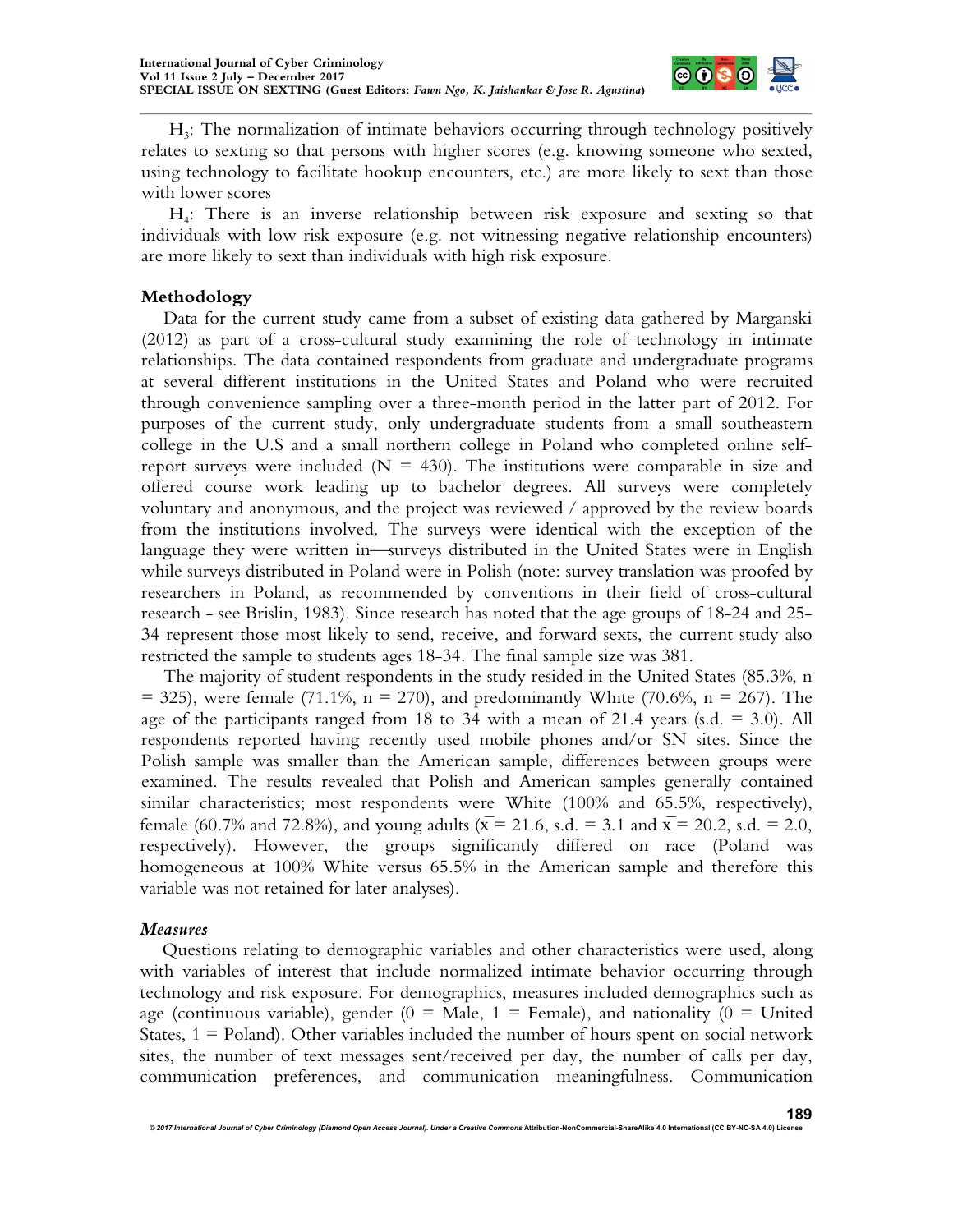$H_3$: The normalization of intimate behaviors occurring through technology positively relates to sexting so that persons with higher scores (e.g. knowing someone who sexted, using technology to facilitate hookup encounters, etc.) are more likely to sext than those with lower scores

$H_4$: There is an inverse relationship between risk exposure and sexting so that individuals with low risk exposure (e.g. not witnessing negative relationship encounters) are more likely to sext than individuals with high risk exposure.

## Methodology

Data for the current study came from a subset of existing data gathered by Marganski (2012) as part of a cross-cultural study examining the role of technology in intimate relationships. The data contained respondents from graduate and undergraduate programs at several different institutions in the United States and Poland who were recruited through convenience sampling over a three-month period in the latter part of 2012. For purposes of the current study, only undergraduate students from a small southeastern college in the U.S and a small northern college in Poland who completed online self-report surveys were included (N = 430). The institutions were comparable in size and offered course work leading up to bachelor degrees. All surveys were completely voluntary and anonymous, and the project was reviewed / approved by the review boards from the institutions involved. The surveys were identical with the exception of the language they were written in—surveys distributed in the United States were in English while surveys distributed in Poland were in Polish (note: survey translation was proofed by researchers in Poland, as recommended by conventions in their field of cross-cultural research - see Brislin, 1983). Since research has noted that the age groups of 18-24 and 25-34 represent those most likely to send, receive, and forward sexts, the current study also restricted the sample to students ages 18-34. The final sample size was 381.

The majority of student respondents in the study resided in the United States (85.3%, n = 325), were female (71.1%, n = 270), and predominantly White (70.6%, n = 267). The age of the participants ranged from 18 to 34 with a mean of 21.4 years (s.d. = 3.0). All respondents reported having recently used mobile phones and/or SN sites. Since the Polish sample was smaller than the American sample, differences between groups were examined. The results revealed that Polish and American samples generally contained similar characteristics; most respondents were White (100% and 65.5%, respectively), female (60.7% and 72.8%), and young adults ($\bar{x}$ = 21.6, s.d. = 3.1 and $\bar{x}$ = 20.2, s.d. = 2.0, respectively). However, the groups significantly differed on race (Poland was homogeneous at 100% White versus 65.5% in the American sample and therefore this variable was not retained for later analyses).

### *Measures*

Questions relating to demographic variables and other characteristics were used, along with variables of interest that include normalized intimate behavior occurring through technology and risk exposure. For demographics, measures included demographics such as age (continuous variable), gender (0 = Male, 1 = Female), and nationality (0 = United States, 1 = Poland). Other variables included the number of hours spent on social network sites, the number of text messages sent/received per day, the number of calls per day, communication preferences, and communication meaningfulness. Communication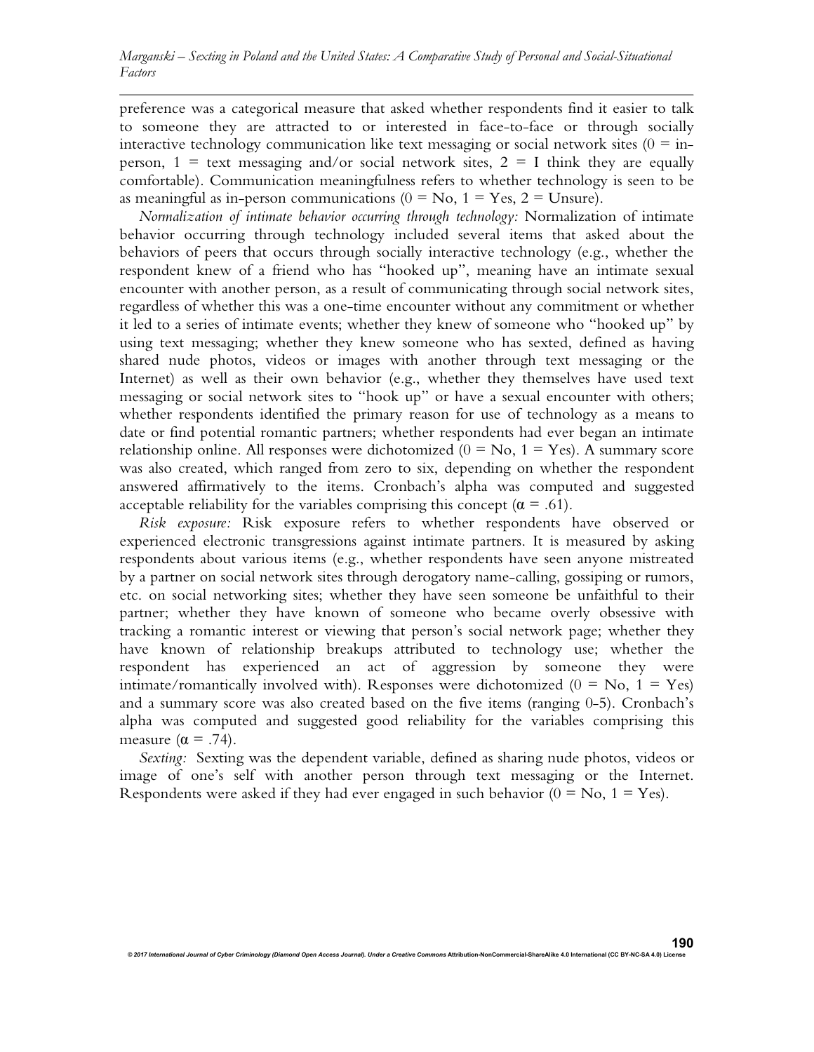preference was a categorical measure that asked whether respondents find it easier to talk to someone they are attracted to or interested in face-to-face or through socially interactive technology communication like text messaging or social network sites (0 = in-person, 1 = text messaging and/or social network sites, 2 = I think they are equally comfortable). Communication meaningfulness refers to whether technology is seen to be as meaningful as in-person communications (0 = No, 1 = Yes, 2 = Unsure).

*Normalization of intimate behavior occurring through technology:* Normalization of intimate behavior occurring through technology included several items that asked about the behaviors of peers that occurs through socially interactive technology (e.g., whether the respondent knew of a friend who has "hooked up", meaning have an intimate sexual encounter with another person, as a result of communicating through social network sites, regardless of whether this was a one-time encounter without any commitment or whether it led to a series of intimate events; whether they knew of someone who "hooked up" by using text messaging; whether they knew someone who has sexted, defined as having shared nude photos, videos or images with another through text messaging or the Internet) as well as their own behavior (e.g., whether they themselves have used text messaging or social network sites to "hook up" or have a sexual encounter with others; whether respondents identified the primary reason for use of technology as a means to date or find potential romantic partners; whether respondents had ever began an intimate relationship online. All responses were dichotomized (0 = No, 1 = Yes). A summary score was also created, which ranged from zero to six, depending on whether the respondent answered affirmatively to the items. Cronbach's alpha was computed and suggested acceptable reliability for the variables comprising this concept ($\alpha = .61$).

*Risk exposure:* Risk exposure refers to whether respondents have observed or experienced electronic transgressions against intimate partners. It is measured by asking respondents about various items (e.g., whether respondents have seen anyone mistreated by a partner on social network sites through derogatory name-calling, gossiping or rumors, etc. on social networking sites; whether they have seen someone be unfaithful to their partner; whether they have known of someone who became overly obsessive with tracking a romantic interest or viewing that person's social network page; whether they have known of relationship breakups attributed to technology use; whether the respondent has experienced an act of aggression by someone they were intimate/romantically involved with). Responses were dichotomized (0 = No, 1 = Yes) and a summary score was also created based on the five items (ranging 0-5). Cronbach's alpha was computed and suggested good reliability for the variables comprising this measure ($\alpha = .74$).

*Sexting:* Sexting was the dependent variable, defined as sharing nude photos, videos or image of one's self with another person through text messaging or the Internet. Respondents were asked if they had ever engaged in such behavior (0 = No, 1 = Yes).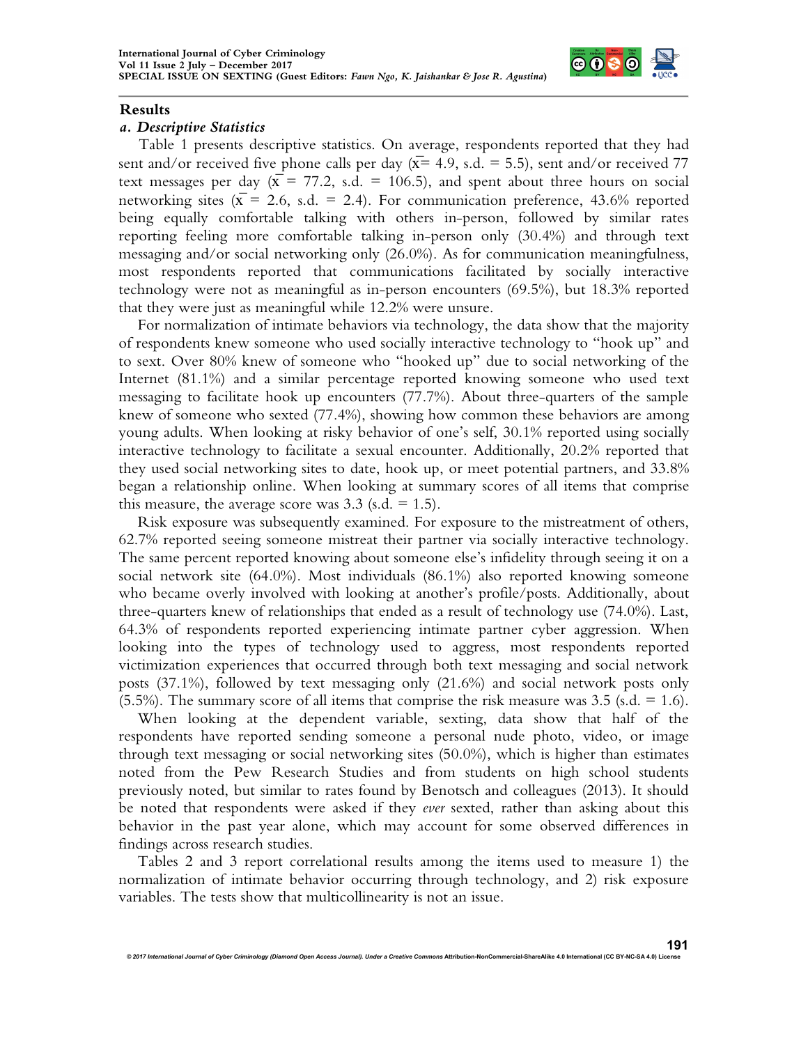## Results

### *a. Descriptive Statistics*

Table 1 presents descriptive statistics. On average, respondents reported that they had sent and/or received five phone calls per day ($\bar{x}$= 4.9, s.d. = 5.5), sent and/or received 77 text messages per day ($\bar{x}$ = 77.2, s.d. = 106.5), and spent about three hours on social networking sites ($\bar{x}$ = 2.6, s.d. = 2.4). For communication preference, 43.6% reported being equally comfortable talking with others in-person, followed by similar rates reporting feeling more comfortable talking in-person only (30.4%) and through text messaging and/or social networking only (26.0%). As for communication meaningfulness, most respondents reported that communications facilitated by socially interactive technology were not as meaningful as in-person encounters (69.5%), but 18.3% reported that they were just as meaningful while 12.2% were unsure.

For normalization of intimate behaviors via technology, the data show that the majority of respondents knew someone who used socially interactive technology to "hook up" and to sext. Over 80% knew of someone who "hooked up" due to social networking of the Internet (81.1%) and a similar percentage reported knowing someone who used text messaging to facilitate hook up encounters (77.7%). About three-quarters of the sample knew of someone who sexted (77.4%), showing how common these behaviors are among young adults. When looking at risky behavior of one's self, 30.1% reported using socially interactive technology to facilitate a sexual encounter. Additionally, 20.2% reported that they used social networking sites to date, hook up, or meet potential partners, and 33.8% began a relationship online. When looking at summary scores of all items that comprise this measure, the average score was 3.3 (s.d. = 1.5).

Risk exposure was subsequently examined. For exposure to the mistreatment of others, 62.7% reported seeing someone mistreat their partner via socially interactive technology. The same percent reported knowing about someone else's infidelity through seeing it on a social network site (64.0%). Most individuals (86.1%) also reported knowing someone who became overly involved with looking at another's profile/posts. Additionally, about three-quarters knew of relationships that ended as a result of technology use (74.0%). Last, 64.3% of respondents reported experiencing intimate partner cyber aggression. When looking into the types of technology used to aggress, most respondents reported victimization experiences that occurred through both text messaging and social network posts (37.1%), followed by text messaging only (21.6%) and social network posts only (5.5%). The summary score of all items that comprise the risk measure was 3.5 (s.d. = 1.6).

When looking at the dependent variable, sexting, data show that half of the respondents have reported sending someone a personal nude photo, video, or image through text messaging or social networking sites (50.0%), which is higher than estimates noted from the Pew Research Studies and from students on high school students previously noted, but similar to rates found by Benotsch and colleagues (2013). It should be noted that respondents were asked if they *ever* sexted, rather than asking about this behavior in the past year alone, which may account for some observed differences in findings across research studies.

Tables 2 and 3 report correlational results among the items used to measure 1) the normalization of intimate behavior occurring through technology, and 2) risk exposure variables. The tests show that multicollinearity is not an issue.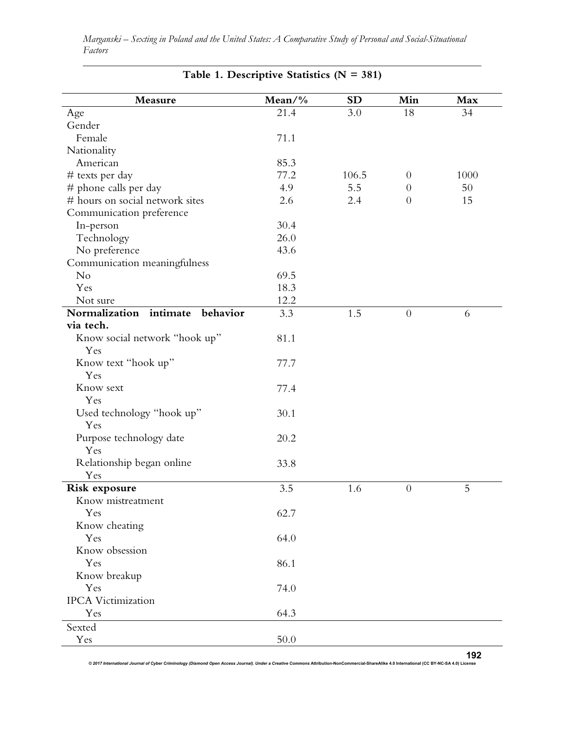**Table 1. Descriptive Statistics (N = 381)**

| Measure | Mean/% | SD | Min | Max |
|---|---|---|---|---|
| Age | 21.4 | 3.0 | 18 | 34 |
| Gender | | | | |
| Female | 71.1 | | | |
| Nationality | | | | |
| American | 85.3 | | | |
| # texts per day | 77.2 | 106.5 | 0 | 1000 |
| # phone calls per day | 4.9 | 5.5 | 0 | 50 |
| # hours on social network sites | 2.6 | 2.4 | 0 | 15 |
| Communication preference | | | | |
| In-person | 30.4 | | | |
| Technology | 26.0 | | | |
| No preference | 43.6 | | | |
| Communication meaningfulness | | | | |
| No | 69.5 | | | |
| Yes | 18.3 | | | |
| Not sure | 12.2 | | | |
| **Normalization intimate behavior via tech.** | 3.3 | 1.5 | 0 | 6 |
| Know social network "hook up" Yes | 81.1 | | | |
| Know text "hook up" Yes | 77.7 | | | |
| Know sext Yes | 77.4 | | | |
| Used technology "hook up" Yes | 30.1 | | | |
| Purpose technology date Yes | 20.2 | | | |
| Relationship began online Yes | 33.8 | | | |
| **Risk exposure** | 3.5 | 1.6 | 0 | 5 |
| Know mistreatment | | | | |
| Yes | 62.7 | | | |
| Know cheating | | | | |
| Yes | 64.0 | | | |
| Know obsession | | | | |
| Yes | 86.1 | | | |
| Know breakup | | | | |
| Yes | 74.0 | | | |
| IPCA Victimization | | | | |
| Yes | 64.3 | | | |
| Sexted | | | | |
| Yes | 50.0 | | | |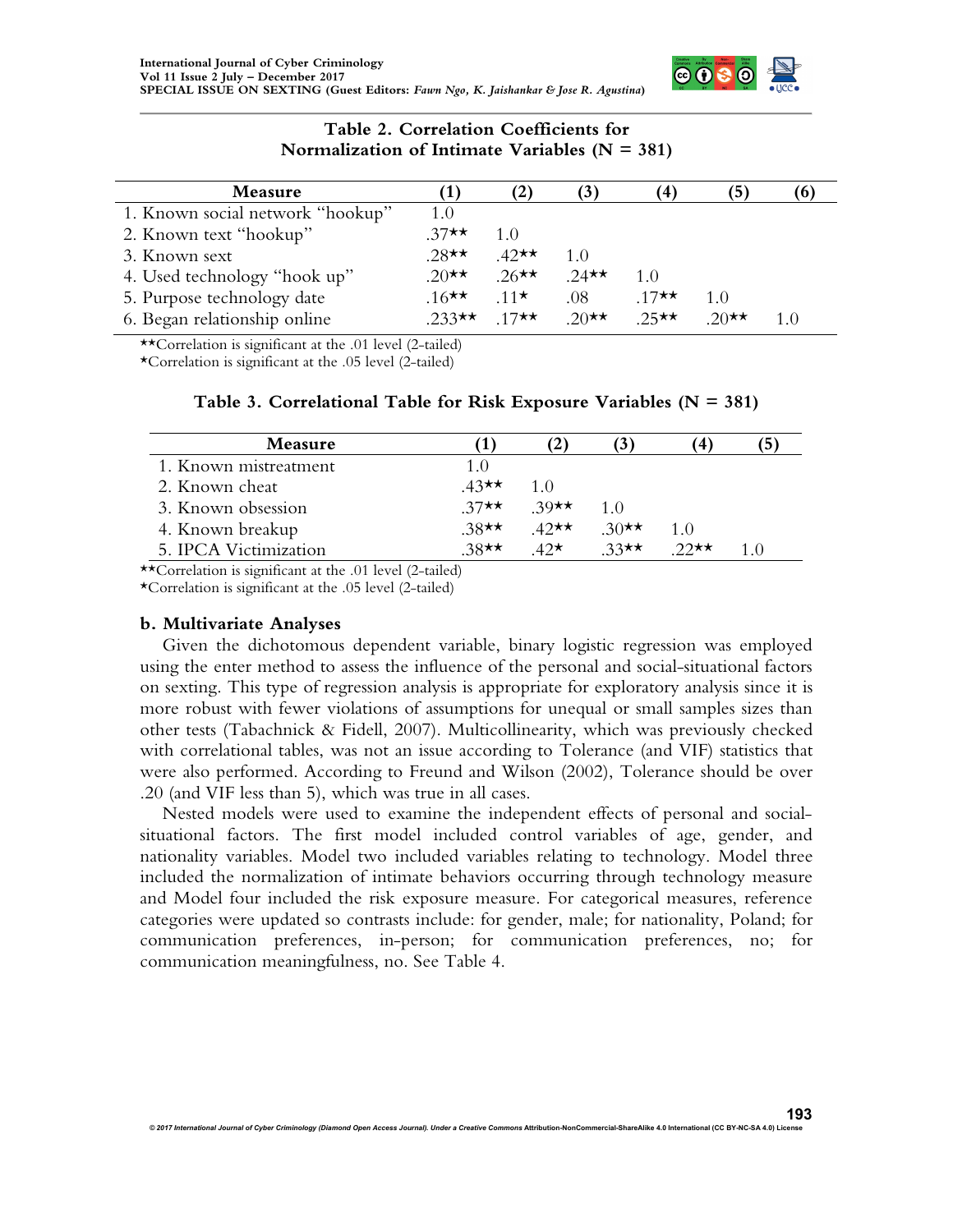**Table 2. Correlation Coefficients for Normalization of Intimate Variables (N = 381)**

| Measure | (1) | (2) | (3) | (4) | (5) | (6) |
|---|---|---|---|---|---|---|
| 1. Known social network "hookup" | 1.0 | | | | | |
| 2. Known text "hookup" | .37** | 1.0 | | | | |
| 3. Known sext | .28** | .42** | 1.0 | | | |
| 4. Used technology "hook up" | .20** | .26** | .24** | 1.0 | | |
| 5. Purpose technology date | .16** | .11* | .08 | .17** | 1.0 | |
| 6. Began relationship online | .233** | .17** | .20** | .25** | .20** | 1.0 |

**Correlation is significant at the .01 level (2-tailed)
*Correlation is significant at the .05 level (2-tailed)

**Table 3. Correlational Table for Risk Exposure Variables (N = 381)**

| Measure | (1) | (2) | (3) | (4) | (5) |
|---|---|---|---|---|---|
| 1. Known mistreatment | 1.0 | | | | |
| 2. Known cheat | .43** | 1.0 | | | |
| 3. Known obsession | .37** | .39** | 1.0 | | |
| 4. Known breakup | .38** | .42** | .30** | 1.0 | |
| 5. IPCA Victimization | .38** | .42* | .33** | .22** | 1.0 |

**Correlation is significant at the .01 level (2-tailed)
*Correlation is significant at the .05 level (2-tailed)

### b. Multivariate Analyses

Given the dichotomous dependent variable, binary logistic regression was employed using the enter method to assess the influence of the personal and social-situational factors on sexting. This type of regression analysis is appropriate for exploratory analysis since it is more robust with fewer violations of assumptions for unequal or small samples sizes than other tests (Tabachnick & Fidell, 2007). Multicollinearity, which was previously checked with correlational tables, was not an issue according to Tolerance (and VIF) statistics that were also performed. According to Freund and Wilson (2002), Tolerance should be over .20 (and VIF less than 5), which was true in all cases.

Nested models were used to examine the independent effects of personal and social-situational factors. The first model included control variables of age, gender, and nationality variables. Model two included variables relating to technology. Model three included the normalization of intimate behaviors occurring through technology measure and Model four included the risk exposure measure. For categorical measures, reference categories were updated so contrasts include: for gender, male; for nationality, Poland; for communication preferences, in-person; for communication preferences, no; for communication meaningfulness, no. See Table 4.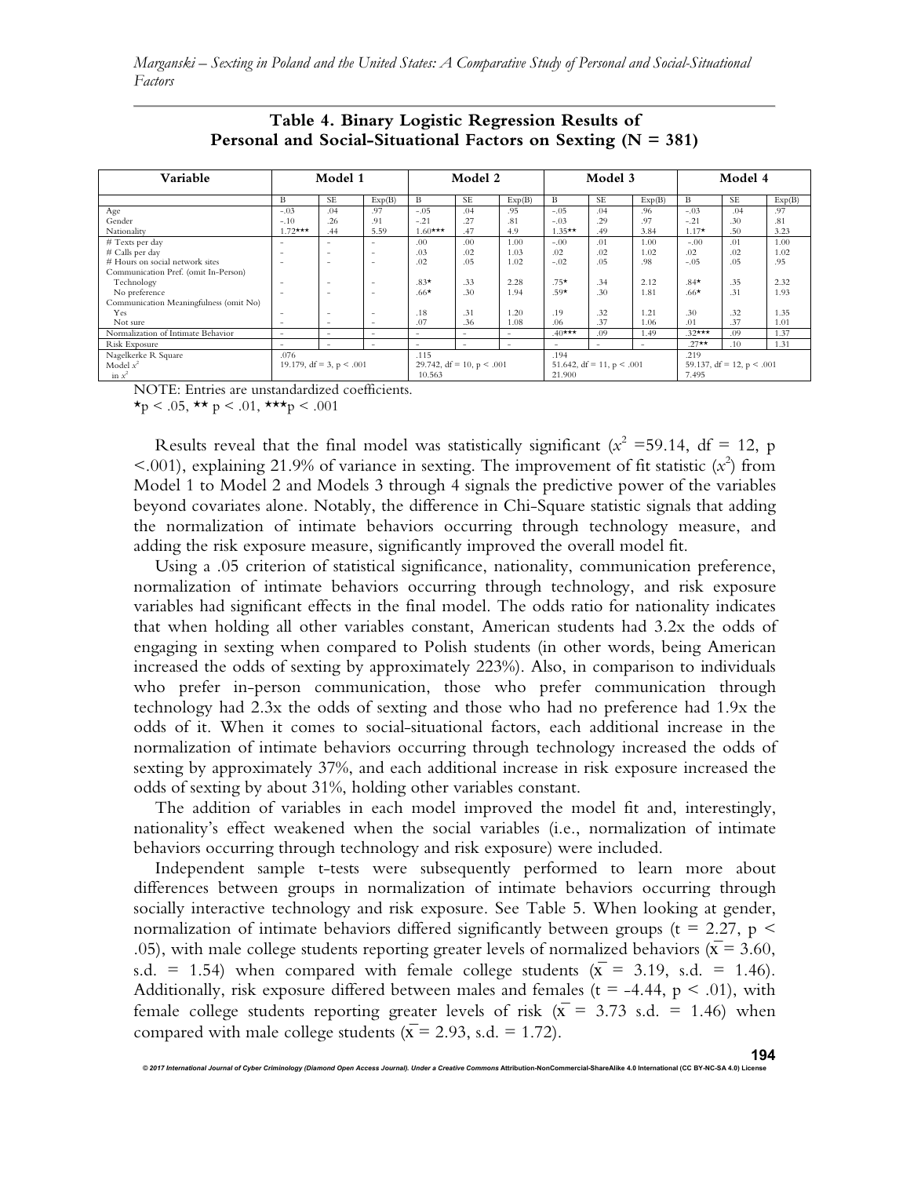**Table 4. Binary Logistic Regression Results of Personal and Social-Situational Factors on Sexting (N = 381)**

| Variable | Model 1 | | | Model 2 | | | Model 3 | | | Model 4 | | |
|---|---|---|---|---|---|---|---|---|---|---|---|---|
| | B | SE | Exp(B) | B | SE | Exp(B) | B | SE | Exp(B) | B | SE | Exp(B) |
| Age | -.03 | .04 | .97 | -.05 | .04 | .95 | -.05 | .04 | .96 | -.03 | .04 | .97 |
| Gender | -.10 | .26 | .91 | -.21 | .27 | .81 | -.03 | .29 | .97 | -.21 | .30 | .81 |
| Nationality | 1.72*** | .44 | 5.59 | 1.60*** | .47 | 4.9 | 1.35** | .49 | 3.84 | 1.17* | .50 | 3.23 |
| # Texts per day | - | - | - | .00 | .00 | 1.00 | -.00 | .01 | 1.00 | -.00 | .01 | 1.00 |
| # Calls per day | - | - | - | .03 | .02 | 1.03 | .02 | .02 | 1.02 | .02 | .02 | 1.02 |
| # Hours on social network sites | - | - | - | .02 | .05 | 1.02 | -.02 | .05 | .98 | -.05 | .05 | .95 |
| Communication Pref. (omit In-Person) | | | | | | | | | | | | |
| Technology | - | - | - | .83* | .33 | 2.28 | .75* | .34 | 2.12 | .84* | .35 | 2.32 |
| No preference | - | - | - | .66* | .30 | 1.94 | .59* | .30 | 1.81 | .66* | .31 | 1.93 |
| Communication Meaningfulness (omit No) | | | | | | | | | | | | |
| Yes | - | - | - | .18 | .31 | 1.20 | .19 | .32 | 1.21 | .30 | .32 | 1.35 |
| Not sure | - | - | - | .07 | .36 | 1.08 | .06 | .37 | 1.06 | .01 | .37 | 1.01 |
| Normalization of Intimate Behavior | - | - | - | - | - | - | .40*** | .09 | 1.49 | .32*** | .09 | 1.37 |
| Risk Exposure | - | - | - | - | - | - | - | - | - | .27** | .10 | 1.31 |
| Nagelkerke R Square | .076 | | | .115 | | | .194 | | | .219 | | |
| Model $x^2$ | 19.179, df = 3, p < .001 | | | 29.742, df = 10, p < .001 | | | 51.642, df = 11, p < .001 | | | 59.137, df = 12, p < .001 | | |
| in $x^2$ | | | | 10.563 | | | 21.900 | | | 7.495 | | |

NOTE: Entries are unstandardized coefficients.
*p < .05, ** p < .01, ***p < .001

Results reveal that the final model was statistically significant ($x^2$ =59.14, df = 12, p <.001), explaining 21.9% of variance in sexting. The improvement of fit statistic ($x^2$) from Model 1 to Model 2 and Models 3 through 4 signals the predictive power of the variables beyond covariates alone. Notably, the difference in Chi-Square statistic signals that adding the normalization of intimate behaviors occurring through technology measure, and adding the risk exposure measure, significantly improved the overall model fit.

Using a .05 criterion of statistical significance, nationality, communication preference, normalization of intimate behaviors occurring through technology, and risk exposure variables had significant effects in the final model. The odds ratio for nationality indicates that when holding all other variables constant, American students had 3.2x the odds of engaging in sexting when compared to Polish students (in other words, being American increased the odds of sexting by approximately 223%). Also, in comparison to individuals who prefer in-person communication, those who prefer communication through technology had 2.3x the odds of sexting and those who had no preference had 1.9x the odds of it. When it comes to social-situational factors, each additional increase in the normalization of intimate behaviors occurring through technology increased the odds of sexting by approximately 37%, and each additional increase in risk exposure increased the odds of sexting by about 31%, holding other variables constant.

The addition of variables in each model improved the model fit and, interestingly, nationality's effect weakened when the social variables (i.e., normalization of intimate behaviors occurring through technology and risk exposure) were included.

Independent sample t-tests were subsequently performed to learn more about differences between groups in normalization of intimate behaviors occurring through socially interactive technology and risk exposure. See Table 5. When looking at gender, normalization of intimate behaviors differed significantly between groups (t = 2.27, p < .05), with male college students reporting greater levels of normalized behaviors ($\bar{x}$ = 3.60, s.d. = 1.54) when compared with female college students ($\bar{x}$ = 3.19, s.d. = 1.46). Additionally, risk exposure differed between males and females (t = -4.44, p < .01), with female college students reporting greater levels of risk ($\bar{x}$ = 3.73 s.d. = 1.46) when compared with male college students ($\bar{x}$ = 2.93, s.d. = 1.72).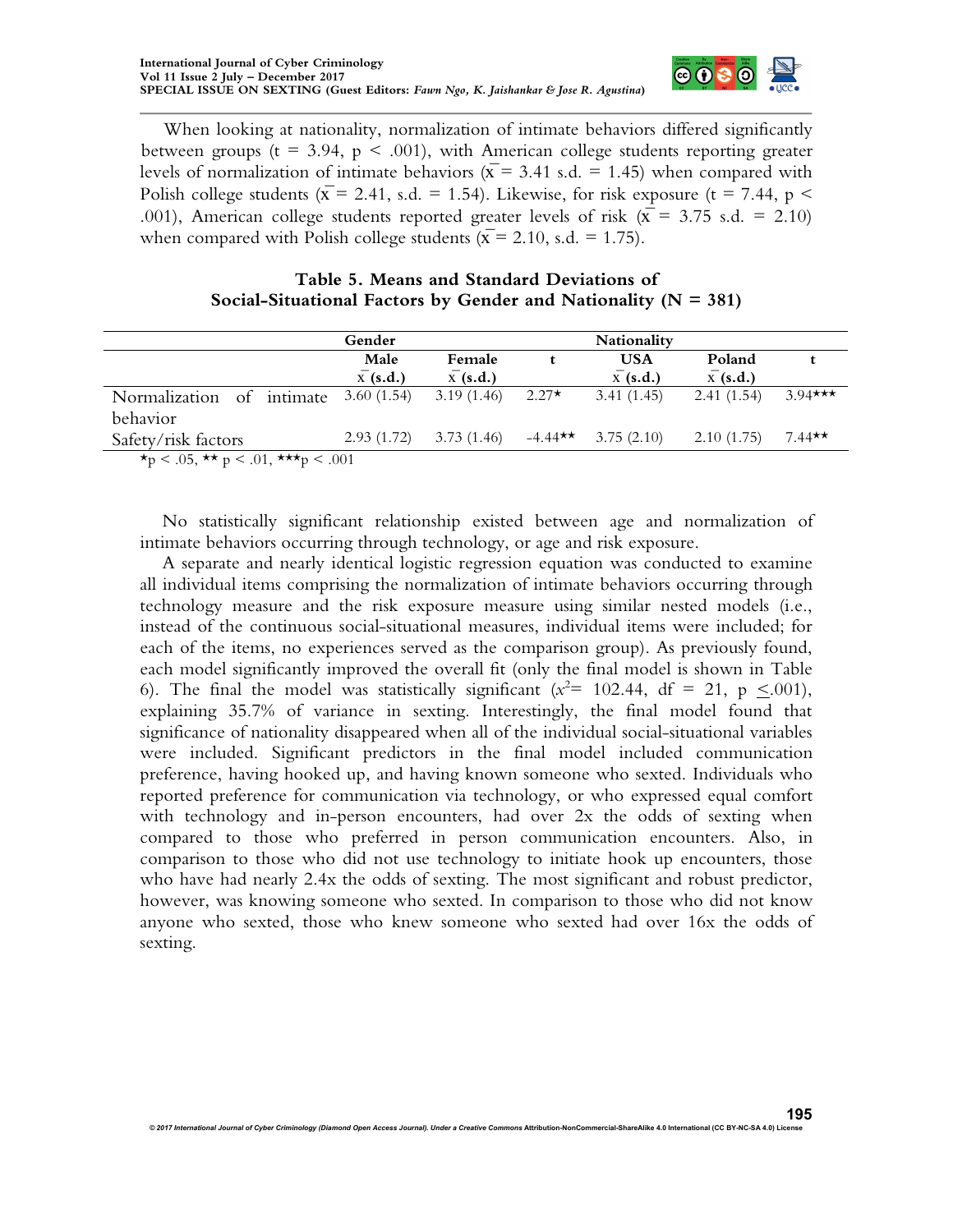When looking at nationality, normalization of intimate behaviors differed significantly between groups ($t = 3.94$, $p < .001$), with American college students reporting greater levels of normalization of intimate behaviors ($\bar{x} = 3.41$ s.d. = 1.45) when compared with Polish college students ($\bar{x} = 2.41$, s.d. = 1.54). Likewise, for risk exposure ($t = 7.44$, $p < .001$), American college students reported greater levels of risk ($\bar{x} = 3.75$ s.d. = 2.10) when compared with Polish college students ($\bar{x} = 2.10$, s.d. = 1.75).

**Table 5. Means and Standard Deviations of Social-Situational Factors by Gender and Nationality (N = 381)**

| | Gender | | | Nationality | | |
|---|---|---|---|---|---|---|
| | **Male** $\bar{x}$ **(s.d.)** | **Female** $\bar{x}$ **(s.d.)** | **t** | **USA** $\bar{x}$ **(s.d.)** | **Poland** $\bar{x}$ **(s.d.)** | **t** |
| Normalization of intimate behavior | 3.60 (1.54) | 3.19 (1.46) | 2.27* | 3.41 (1.45) | 2.41 (1.54) | 3.94*** |
| Safety/risk factors | 2.93 (1.72) | 3.73 (1.46) | -4.44** | 3.75 (2.10) | 2.10 (1.75) | 7.44** |

*p < .05, ** p < .01, ***p < .001

No statistically significant relationship existed between age and normalization of intimate behaviors occurring through technology, or age and risk exposure.

A separate and nearly identical logistic regression equation was conducted to examine all individual items comprising the normalization of intimate behaviors occurring through technology measure and the risk exposure measure using similar nested models (i.e., instead of the continuous social-situational measures, individual items were included; for each of the items, no experiences served as the comparison group). As previously found, each model significantly improved the overall fit (only the final model is shown in Table 6). The final the model was statistically significant ($x^2 = 102.44$, df = 21, $p \leq .001$), explaining 35.7% of variance in sexting. Interestingly, the final model found that significance of nationality disappeared when all of the individual social-situational variables were included. Significant predictors in the final model included communication preference, having hooked up, and having known someone who sexted. Individuals who reported preference for communication via technology, or who expressed equal comfort with technology and in-person encounters, had over 2x the odds of sexting when compared to those who preferred in person communication encounters. Also, in comparison to those who did not use technology to initiate hook up encounters, those who have had nearly 2.4x the odds of sexting. The most significant and robust predictor, however, was knowing someone who sexted. In comparison to those who did not know anyone who sexted, those who knew someone who sexted had over 16x the odds of sexting.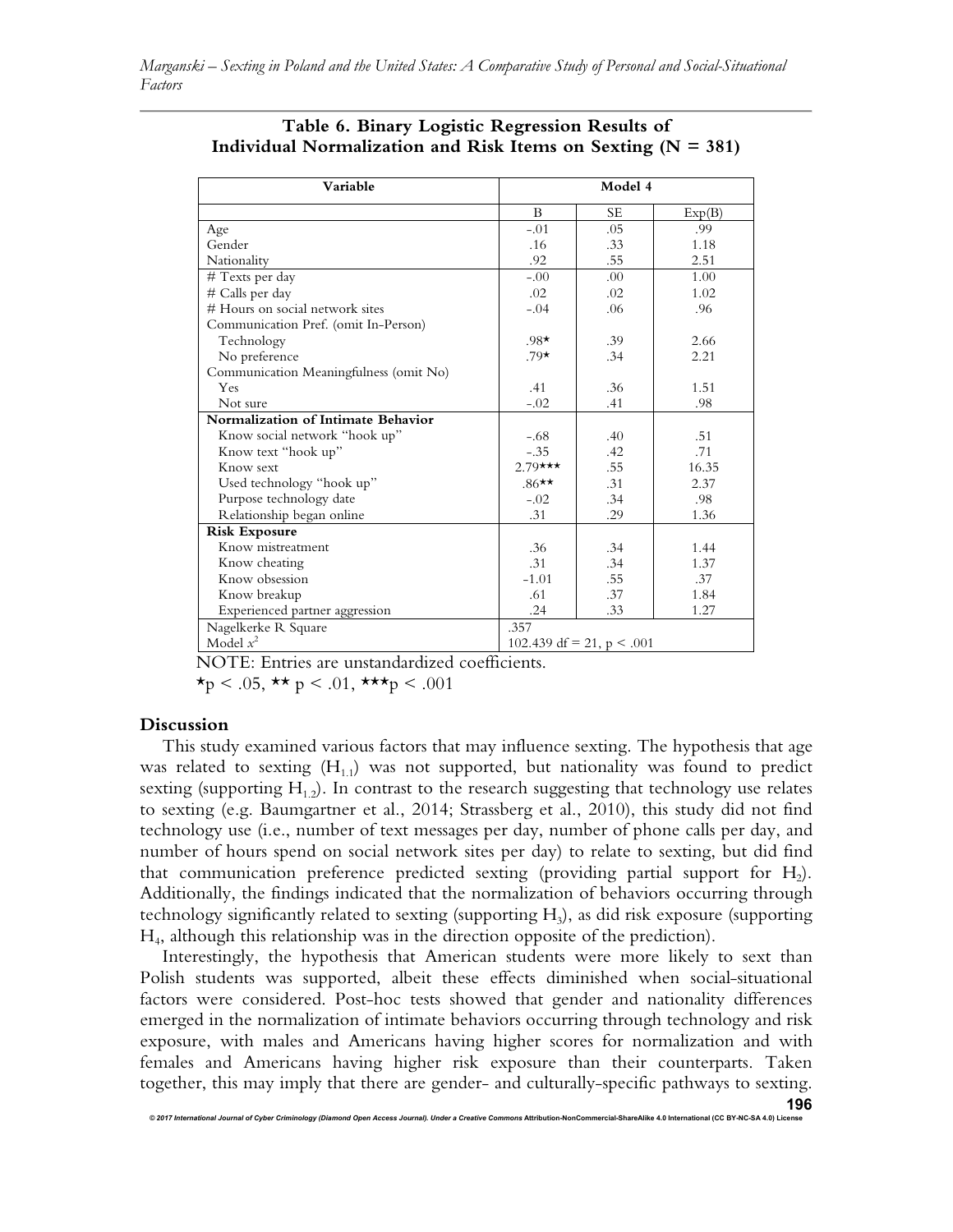**Table 6. Binary Logistic Regression Results of Individual Normalization and Risk Items on Sexting (N = 381)**

| Variable | Model 4 | | |
|---|---|---|---|
| | B | SE | Exp(B) |
| Age | -.01 | .05 | .99 |
| Gender | .16 | .33 | 1.18 |
| Nationality | .92 | .55 | 2.51 |
| # Texts per day | -.00 | .00 | 1.00 |
| # Calls per day | .02 | .02 | 1.02 |
| # Hours on social network sites | -.04 | .06 | .96 |
| Communication Pref. (omit In-Person) | | | |
| Technology | .98* | .39 | 2.66 |
| No preference | .79* | .34 | 2.21 |
| Communication Meaningfulness (omit No) | | | |
| Yes | .41 | .36 | 1.51 |
| Not sure | -.02 | .41 | .98 |
| **Normalization of Intimate Behavior** | | | |
| Know social network "hook up" | -.68 | .40 | .51 |
| Know text "hook up" | -.35 | .42 | .71 |
| Know sext | 2.79*** | .55 | 16.35 |
| Used technology "hook up" | .86** | .31 | 2.37 |
| Purpose technology date | -.02 | .34 | .98 |
| Relationship began online | .31 | .29 | 1.36 |
| **Risk Exposure** | | | |
| Know mistreatment | .36 | .34 | 1.44 |
| Know cheating | .31 | .34 | 1.37 |
| Know obsession | -1.01 | .55 | .37 |
| Know breakup | .61 | .37 | 1.84 |
| Experienced partner aggression | .24 | .33 | 1.27 |
| Nagelkerke R Square | .357 | | |
| Model $x^2$ | 102.439 df = 21, p < .001 | | |

NOTE: Entries are unstandardized coefficients.

*$p < .05$, ** $p < .01$, ***$p < .001$

### Discussion

This study examined various factors that may influence sexting. The hypothesis that age was related to sexting ($H_{1.1}$) was not supported, but nationality was found to predict sexting (supporting $H_{1.2}$). In contrast to the research suggesting that technology use relates to sexting (e.g. Baumgartner et al., 2014; Strassberg et al., 2010), this study did not find technology use (i.e., number of text messages per day, number of phone calls per day, and number of hours spend on social network sites per day) to relate to sexting, but did find that communication preference predicted sexting (providing partial support for $H_2$). Additionally, the findings indicated that the normalization of behaviors occurring through technology significantly related to sexting (supporting $H_3$), as did risk exposure (supporting $H_4$, although this relationship was in the direction opposite of the prediction).

Interestingly, the hypothesis that American students were more likely to sext than Polish students was supported, albeit these effects diminished when social-situational factors were considered. Post-hoc tests showed that gender and nationality differences emerged in the normalization of intimate behaviors occurring through technology and risk exposure, with males and Americans having higher scores for normalization and with females and Americans having higher risk exposure than their counterparts. Taken together, this may imply that there are gender- and culturally-specific pathways to sexting.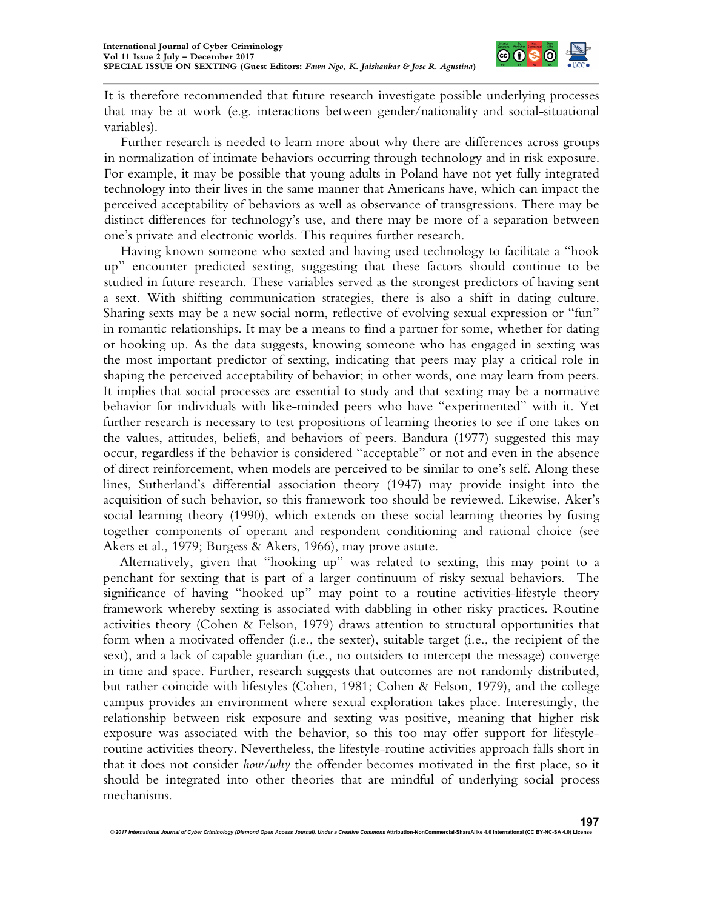It is therefore recommended that future research investigate possible underlying processes that may be at work (e.g. interactions between gender/nationality and social-situational variables).

Further research is needed to learn more about why there are differences across groups in normalization of intimate behaviors occurring through technology and in risk exposure. For example, it may be possible that young adults in Poland have not yet fully integrated technology into their lives in the same manner that Americans have, which can impact the perceived acceptability of behaviors as well as observance of transgressions. There may be distinct differences for technology's use, and there may be more of a separation between one's private and electronic worlds. This requires further research.

Having known someone who sexted and having used technology to facilitate a "hook up" encounter predicted sexting, suggesting that these factors should continue to be studied in future research. These variables served as the strongest predictors of having sent a sext. With shifting communication strategies, there is also a shift in dating culture. Sharing sexts may be a new social norm, reflective of evolving sexual expression or "fun" in romantic relationships. It may be a means to find a partner for some, whether for dating or hooking up. As the data suggests, knowing someone who has engaged in sexting was the most important predictor of sexting, indicating that peers may play a critical role in shaping the perceived acceptability of behavior; in other words, one may learn from peers. It implies that social processes are essential to study and that sexting may be a normative behavior for individuals with like-minded peers who have "experimented" with it. Yet further research is necessary to test propositions of learning theories to see if one takes on the values, attitudes, beliefs, and behaviors of peers. Bandura (1977) suggested this may occur, regardless if the behavior is considered "acceptable" or not and even in the absence of direct reinforcement, when models are perceived to be similar to one's self. Along these lines, Sutherland's differential association theory (1947) may provide insight into the acquisition of such behavior, so this framework too should be reviewed. Likewise, Aker's social learning theory (1990), which extends on these social learning theories by fusing together components of operant and respondent conditioning and rational choice (see Akers et al., 1979; Burgess & Akers, 1966), may prove astute.

Alternatively, given that "hooking up" was related to sexting, this may point to a penchant for sexting that is part of a larger continuum of risky sexual behaviors. The significance of having "hooked up" may point to a routine activities-lifestyle theory framework whereby sexting is associated with dabbling in other risky practices. Routine activities theory (Cohen & Felson, 1979) draws attention to structural opportunities that form when a motivated offender (i.e., the sexter), suitable target (i.e., the recipient of the sext), and a lack of capable guardian (i.e., no outsiders to intercept the message) converge in time and space. Further, research suggests that outcomes are not randomly distributed, but rather coincide with lifestyles (Cohen, 1981; Cohen & Felson, 1979), and the college campus provides an environment where sexual exploration takes place. Interestingly, the relationship between risk exposure and sexting was positive, meaning that higher risk exposure was associated with the behavior, so this too may offer support for lifestyle-routine activities theory. Nevertheless, the lifestyle-routine activities approach falls short in that it does not consider *how/why* the offender becomes motivated in the first place, so it should be integrated into other theories that are mindful of underlying social process mechanisms.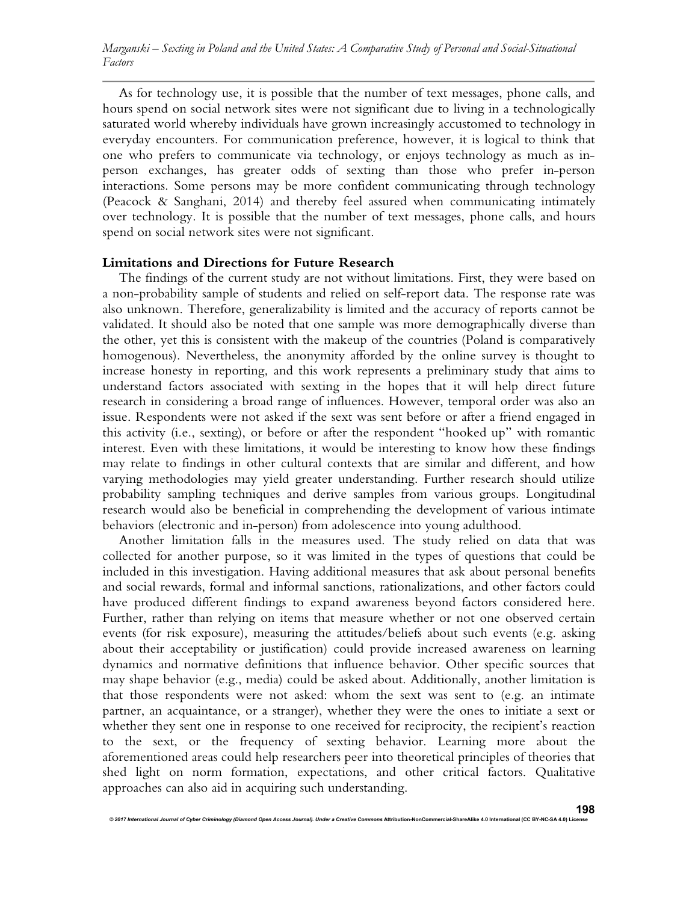As for technology use, it is possible that the number of text messages, phone calls, and hours spend on social network sites were not significant due to living in a technologically saturated world whereby individuals have grown increasingly accustomed to technology in everyday encounters. For communication preference, however, it is logical to think that one who prefers to communicate via technology, or enjoys technology as much as in-person exchanges, has greater odds of sexting than those who prefer in-person interactions. Some persons may be more confident communicating through technology (Peacock & Sanghani, 2014) and thereby feel assured when communicating intimately over technology. It is possible that the number of text messages, phone calls, and hours spend on social network sites were not significant.

**Limitations and Directions for Future Research**

The findings of the current study are not without limitations. First, they were based on a non-probability sample of students and relied on self-report data. The response rate was also unknown. Therefore, generalizability is limited and the accuracy of reports cannot be validated. It should also be noted that one sample was more demographically diverse than the other, yet this is consistent with the makeup of the countries (Poland is comparatively homogenous). Nevertheless, the anonymity afforded by the online survey is thought to increase honesty in reporting, and this work represents a preliminary study that aims to understand factors associated with sexting in the hopes that it will help direct future research in considering a broad range of influences. However, temporal order was also an issue. Respondents were not asked if the sext was sent before or after a friend engaged in this activity (i.e., sexting), or before or after the respondent "hooked up" with romantic interest. Even with these limitations, it would be interesting to know how these findings may relate to findings in other cultural contexts that are similar and different, and how varying methodologies may yield greater understanding. Further research should utilize probability sampling techniques and derive samples from various groups. Longitudinal research would also be beneficial in comprehending the development of various intimate behaviors (electronic and in-person) from adolescence into young adulthood.

Another limitation falls in the measures used. The study relied on data that was collected for another purpose, so it was limited in the types of questions that could be included in this investigation. Having additional measures that ask about personal benefits and social rewards, formal and informal sanctions, rationalizations, and other factors could have produced different findings to expand awareness beyond factors considered here. Further, rather than relying on items that measure whether or not one observed certain events (for risk exposure), measuring the attitudes/beliefs about such events (e.g. asking about their acceptability or justification) could provide increased awareness on learning dynamics and normative definitions that influence behavior. Other specific sources that may shape behavior (e.g., media) could be asked about. Additionally, another limitation is that those respondents were not asked: whom the sext was sent to (e.g. an intimate partner, an acquaintance, or a stranger), whether they were the ones to initiate a sext or whether they sent one in response to one received for reciprocity, the recipient's reaction to the sext, or the frequency of sexting behavior. Learning more about the aforementioned areas could help researchers peer into theoretical principles of theories that shed light on norm formation, expectations, and other critical factors. Qualitative approaches can also aid in acquiring such understanding.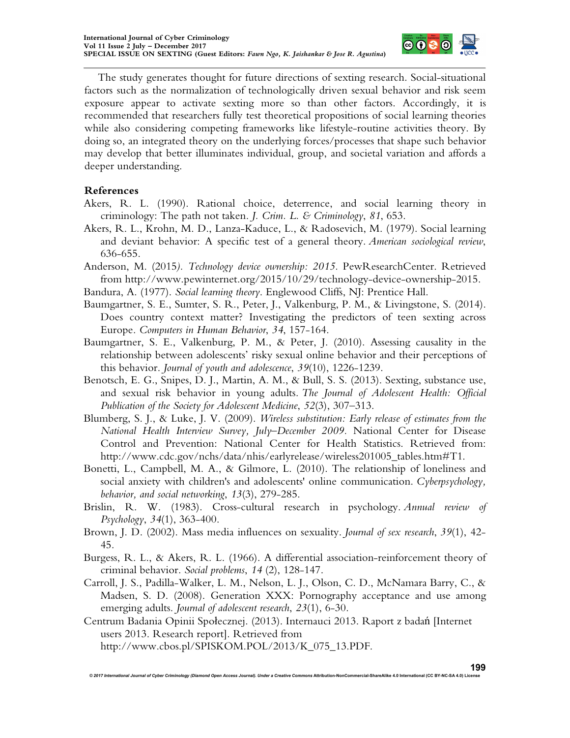The study generates thought for future directions of sexting research. Social-situational factors such as the normalization of technologically driven sexual behavior and risk seem exposure appear to activate sexting more so than other factors. Accordingly, it is recommended that researchers fully test theoretical propositions of social learning theories while also considering competing frameworks like lifestyle-routine activities theory. By doing so, an integrated theory on the underlying forces/processes that shape such behavior may develop that better illuminates individual, group, and societal variation and affords a deeper understanding.

## References

Akers, R. L. (1990). Rational choice, deterrence, and social learning theory in criminology: The path not taken. *J. Crim. L. & Criminology*, *81*, 653.

Akers, R. L., Krohn, M. D., Lanza-Kaduce, L., & Radosevich, M. (1979). Social learning and deviant behavior: A specific test of a general theory. *American sociological review*, 636-655.

Anderson, M. (2015*). Technology device ownership: 2015*. PewResearchCenter. Retrieved from http://www.pewinternet.org/2015/10/29/technology-device-ownership-2015.

Bandura, A. (1977). *Social learning theory*. Englewood Cliffs, NJ: Prentice Hall.

Baumgartner, S. E., Sumter, S. R., Peter, J., Valkenburg, P. M., & Livingstone, S. (2014). Does country context matter? Investigating the predictors of teen sexting across Europe. *Computers in Human Behavior*, *34*, 157-164.

Baumgartner, S. E., Valkenburg, P. M., & Peter, J. (2010). Assessing causality in the relationship between adolescents' risky sexual online behavior and their perceptions of this behavior. *Journal of youth and adolescence*, *39*(10), 1226-1239.

Benotsch, E. G., Snipes, D. J., Martin, A. M., & Bull, S. S. (2013). Sexting, substance use, and sexual risk behavior in young adults. *The Journal of Adolescent Health: Official Publication of the Society for Adolescent Medicine*, *52*(3), 307–313.

Blumberg, S. J., & Luke, J. V. (2009). *Wireless substitution: Early release of estimates from the National Health Interview Survey, July–December 2009*. National Center for Disease Control and Prevention: National Center for Health Statistics. Retrieved from: http://www.cdc.gov/nchs/data/nhis/earlyrelease/wireless201005_tables.htm#T1.

Bonetti, L., Campbell, M. A., & Gilmore, L. (2010). The relationship of loneliness and social anxiety with children's and adolescents' online communication. *Cyberpsychology, behavior, and social networking*, *13*(3), 279-285.

Brislin, R. W. (1983). Cross-cultural research in psychology. *Annual review of Psychology*, *34*(1), 363-400.

Brown, J. D. (2002). Mass media influences on sexuality. *Journal of sex research*, *39*(1), 42-45.

Burgess, R. L., & Akers, R. L. (1966). A differential association-reinforcement theory of criminal behavior. *Social problems*, *14* (2), 128-147.

Carroll, J. S., Padilla-Walker, L. M., Nelson, L. J., Olson, C. D., McNamara Barry, C., & Madsen, S. D. (2008). Generation XXX: Pornography acceptance and use among emerging adults. *Journal of adolescent research*, *23*(1), 6-30.

Centrum Badania Opinii Społecznej. (2013). Internauci 2013. Raport z badań [Internet users 2013. Research report]. Retrieved from http://www.cbos.pl/SPISKOM.POL/2013/K_075_13.PDF.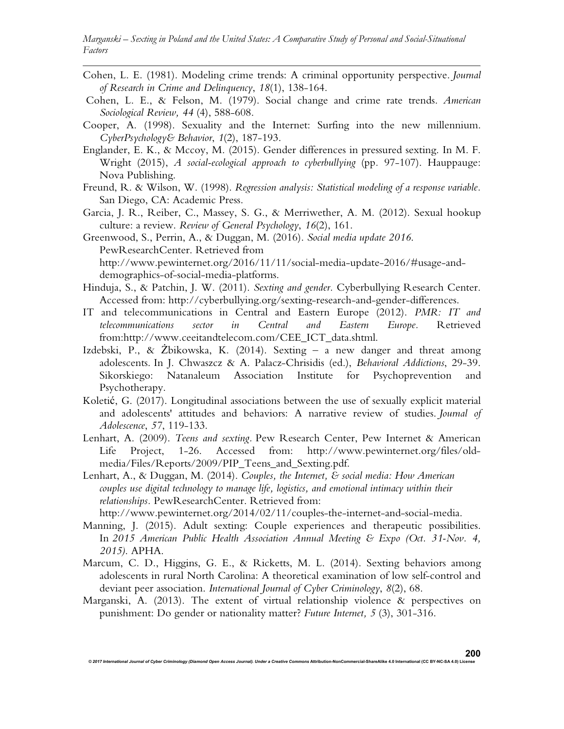Cohen, L. E. (1981). Modeling crime trends: A criminal opportunity perspective. *Journal of Research in Crime and Delinquency*, *18*(1), 138-164.

Cohen, L. E., & Felson, M. (1979). Social change and crime rate trends. *American Sociological Review, 44* (4), 588-608.

Cooper, A. (1998). Sexuality and the Internet: Surfing into the new millennium. *CyberPsychology& Behavior*, *1*(2), 187-193.

Englander, E. K., & Mccoy, M. (2015). Gender differences in pressured sexting. In M. F. Wright (2015), *A social-ecological approach to cyberbullying* (pp. 97-107). Hauppauge: Nova Publishing.

Freund, R. & Wilson, W. (1998). *Regression analysis: Statistical modeling of a response variable.* San Diego, CA: Academic Press.

Garcia, J. R., Reiber, C., Massey, S. G., & Merriwether, A. M. (2012). Sexual hookup culture: a review. *Review of General Psychology*, *16*(2), 161.

Greenwood, S., Perrin, A., & Duggan, M. (2016). *Social media update 2016.* PewResearchCenter. Retrieved from http://www.pewinternet.org/2016/11/11/social-media-update-2016/#usage-and-demographics-of-social-media-platforms.

Hinduja, S., & Patchin, J. W. (2011). *Sexting and gender.* Cyberbullying Research Center. Accessed from: http://cyberbullying.org/sexting-research-and-gender-differences.

IT and telecommunications in Central and Eastern Europe (2012). *PMR: IT and telecommunications sector in Central and Eastern Europe.* Retrieved from:http://www.ceeitandtelecom.com/CEE_ICT_data.shtml.

Izdebski, P., & Żbikowska, K. (2014). Sexting – a new danger and threat among adolescents. In J. Chwaszcz & A. Palacz-Chrisidis (ed.), *Behavioral Addictions*, 29-39. Sikorskiego: Natanaleum Association Institute for Psychoprevention and Psychotherapy.

Koletić, G. (2017). Longitudinal associations between the use of sexually explicit material and adolescents' attitudes and behaviors: A narrative review of studies. *Journal of Adolescence*, *57*, 119-133.

Lenhart, A. (2009). *Teens and sexting.* Pew Research Center, Pew Internet & American Life Project, 1-26. Accessed from: http://www.pewinternet.org/files/old-media/Files/Reports/2009/PIP_Teens_and_Sexting.pdf.

Lenhart, A., & Duggan, M. (2014). *Couples, the Internet, & social media: How American couples use digital technology to manage life, logistics, and emotional intimacy within their relationships.* PewResearchCenter. Retrieved from: http://www.pewinternet.org/2014/02/11/couples-the-internet-and-social-media.

Manning, J. (2015). Adult sexting: Couple experiences and therapeutic possibilities. In *2015 American Public Health Association Annual Meeting & Expo (Oct. 31-Nov. 4, 2015).* APHA.

Marcum, C. D., Higgins, G. E., & Ricketts, M. L. (2014). Sexting behaviors among adolescents in rural North Carolina: A theoretical examination of low self-control and deviant peer association. *International Journal of Cyber Criminology*, *8*(2), 68.

Marganski, A. (2013). The extent of virtual relationship violence & perspectives on punishment: Do gender or nationality matter? *Future Internet, 5* (3), 301-316.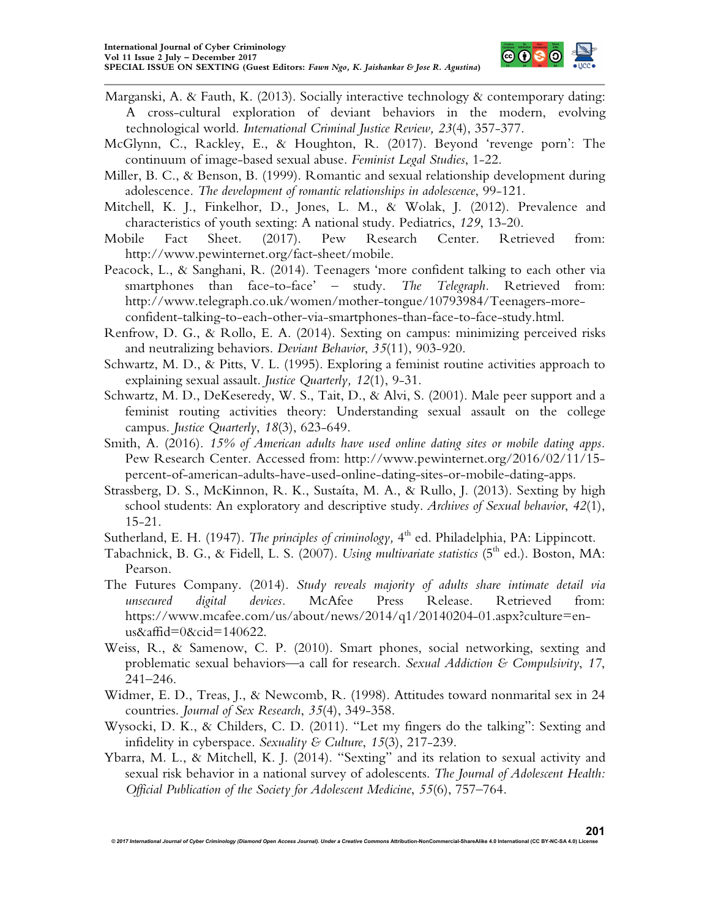Marganski, A. & Fauth, K. (2013). Socially interactive technology & contemporary dating: A cross-cultural exploration of deviant behaviors in the modern, evolving technological world. *International Criminal Justice Review, 23*(4), 357-377.

McGlynn, C., Rackley, E., & Houghton, R. (2017). Beyond 'revenge porn': The continuum of image-based sexual abuse. *Feminist Legal Studies*, 1-22.

Miller, B. C., & Benson, B. (1999). Romantic and sexual relationship development during adolescence. *The development of romantic relationships in adolescence*, 99-121.

Mitchell, K. J., Finkelhor, D., Jones, L. M., & Wolak, J. (2012). Prevalence and characteristics of youth sexting: A national study. Pediatrics, *129*, 13-20.

Mobile Fact Sheet. (2017). Pew Research Center. Retrieved from: http://www.pewinternet.org/fact-sheet/mobile.

Peacock, L., & Sanghani, R. (2014). Teenagers 'more confident talking to each other via smartphones than face-to-face' – study. *The Telegraph*. Retrieved from: http://www.telegraph.co.uk/women/mother-tongue/10793984/Teenagers-more-confident-talking-to-each-other-via-smartphones-than-face-to-face-study.html.

Renfrow, D. G., & Rollo, E. A. (2014). Sexting on campus: minimizing perceived risks and neutralizing behaviors. *Deviant Behavior*, *35*(11), 903-920.

Schwartz, M. D., & Pitts, V. L. (1995). Exploring a feminist routine activities approach to explaining sexual assault. *Justice Quarterly, 12*(1), 9-31.

Schwartz, M. D., DeKeseredy, W. S., Tait, D., & Alvi, S. (2001). Male peer support and a feminist routing activities theory: Understanding sexual assault on the college campus. *Justice Quarterly*, *18*(3), 623-649.

Smith, A. (2016). *15% of American adults have used online dating sites or mobile dating apps*. Pew Research Center. Accessed from: http://www.pewinternet.org/2016/02/11/15-percent-of-american-adults-have-used-online-dating-sites-or-mobile-dating-apps.

Strassberg, D. S., McKinnon, R. K., Sustaíta, M. A., & Rullo, J. (2013). Sexting by high school students: An exploratory and descriptive study. *Archives of Sexual behavior*, *42*(1), 15-21.

Sutherland, E. H. (1947). *The principles of criminology,* 4th ed. Philadelphia, PA: Lippincott.

Tabachnick, B. G., & Fidell, L. S. (2007). *Using multivariate statistics* (5th ed.). Boston, MA: Pearson.

The Futures Company. (2014). *Study reveals majority of adults share intimate detail via unsecured digital devices*. McAfee Press Release. Retrieved from: https://www.mcafee.com/us/about/news/2014/q1/20140204-01.aspx?culture=en-us&affid=0&cid=140622.

Weiss, R., & Samenow, C. P. (2010). Smart phones, social networking, sexting and problematic sexual behaviors—a call for research. *Sexual Addiction & Compulsivity*, *17*, 241–246.

Widmer, E. D., Treas, J., & Newcomb, R. (1998). Attitudes toward nonmarital sex in 24 countries. *Journal of Sex Research*, *35*(4), 349-358.

Wysocki, D. K., & Childers, C. D. (2011). "Let my fingers do the talking": Sexting and infidelity in cyberspace. *Sexuality & Culture*, *15*(3), 217-239.

Ybarra, M. L., & Mitchell, K. J. (2014). "Sexting" and its relation to sexual activity and sexual risk behavior in a national survey of adolescents. *The Journal of Adolescent Health: Official Publication of the Society for Adolescent Medicine*, *55*(6), 757–764.